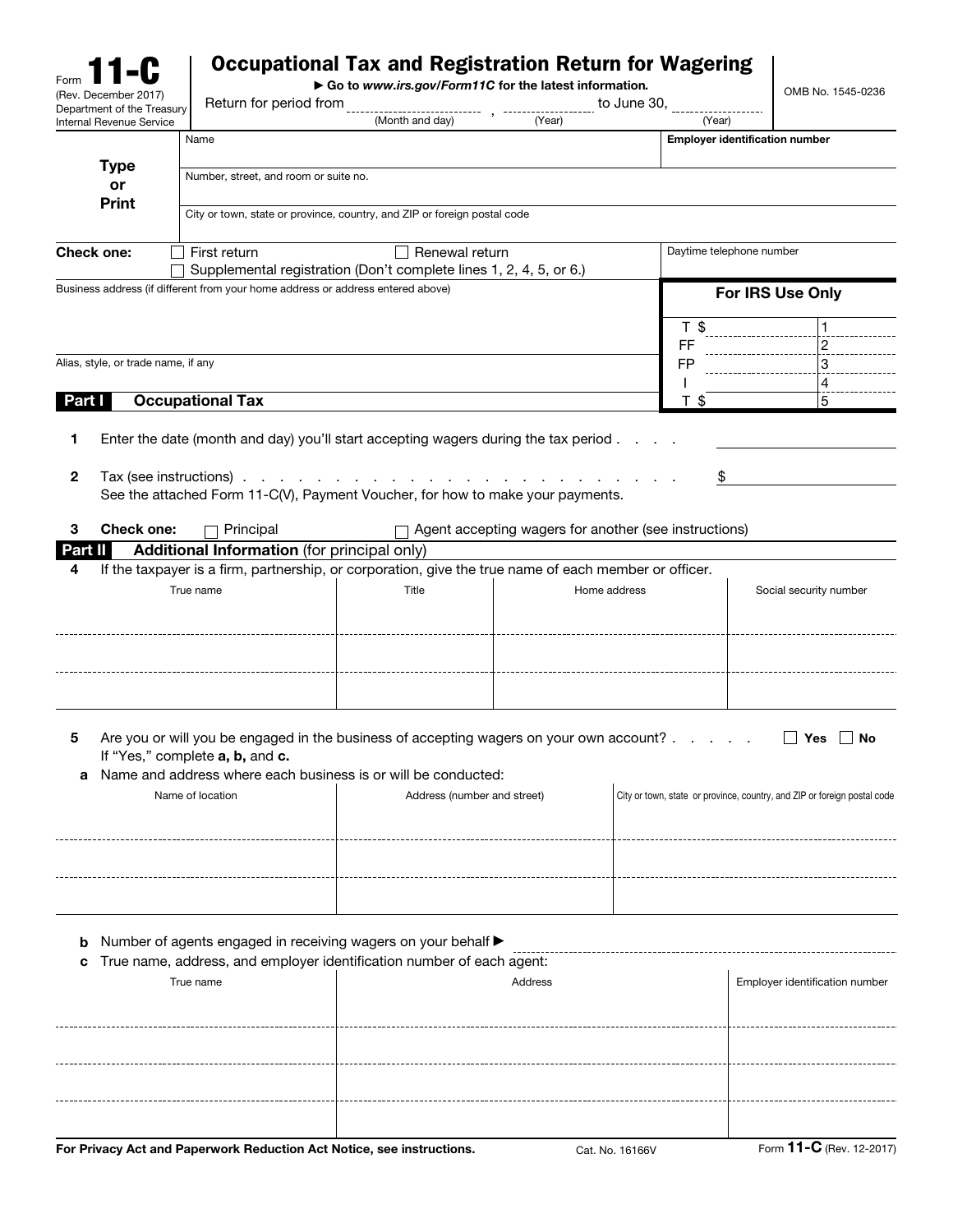Form **11-C**
(Rev. December 2017)
Department of the Treasury
Internal Revenue Service

# Occupational Tax and Registration Return for Wagering

► Go to *www.irs.gov/Form11C* for the latest information.

OMB No. 1545-0236

Return for period from ______________ (Month and day) , ________ (Year) to June 30, ________ (Year)

| Type or Print | |
|---|---|
| Name | **Employer identification number** |
| Number, street, and room or suite no. | |
| City or town, state or province, country, and ZIP or foreign postal code | |

**Check one:** ☐ First return ☐ Renewal return
☐ Supplemental registration (Don't complete lines 1, 2, 4, 5, or 6.)

Daytime telephone number

Business address (if different from your home address or address entered above)

Alias, style, or trade name, if any

| **For IRS Use Only** | |
|---|---|
| T $ | 1 |
| FF | 2 |
| FP | 3 |
| I | 4 |
| T $ | 5 |

## Part I Occupational Tax

**1** Enter the date (month and day) you'll start accepting wagers during the tax period . . . . ______________

**2** Tax (see instructions) . . . . . . . . . . . . . . . . . . . . . . . . . . $ ______________
See the attached Form 11-C(V), Payment Voucher, for how to make your payments.

**3** **Check one:** ☐ Principal ☐ Agent accepting wagers for another (see instructions)

## Part II Additional Information (for principal only)

**4** If the taxpayer is a firm, partnership, or corporation, give the true name of each member or officer.

| True name | Title | Home address | Social security number |
|---|---|---|---|
| | | | |
| | | | |
| | | | |

**5** Are you or will you be engaged in the business of accepting wagers on your own account? . . . . . ☐ Yes ☐ No
If "Yes," complete **a, b,** and **c.**

**a** Name and address where each business is or will be conducted:

| Name of location | Address (number and street) | City or town, state or province, country, and ZIP or foreign postal code |
|---|---|---|
| | | |
| | | |
| | | |

**b** Number of agents engaged in receiving wagers on your behalf ► ______________

**c** True name, address, and employer identification number of each agent:

| True name | Address | Employer identification number |
|---|---|---|
| | | |
| | | |
| | | |
| | | |

**For Privacy Act and Paperwork Reduction Act Notice, see instructions.** Cat. No. 16166V Form **11-C** (Rev. 12-2017)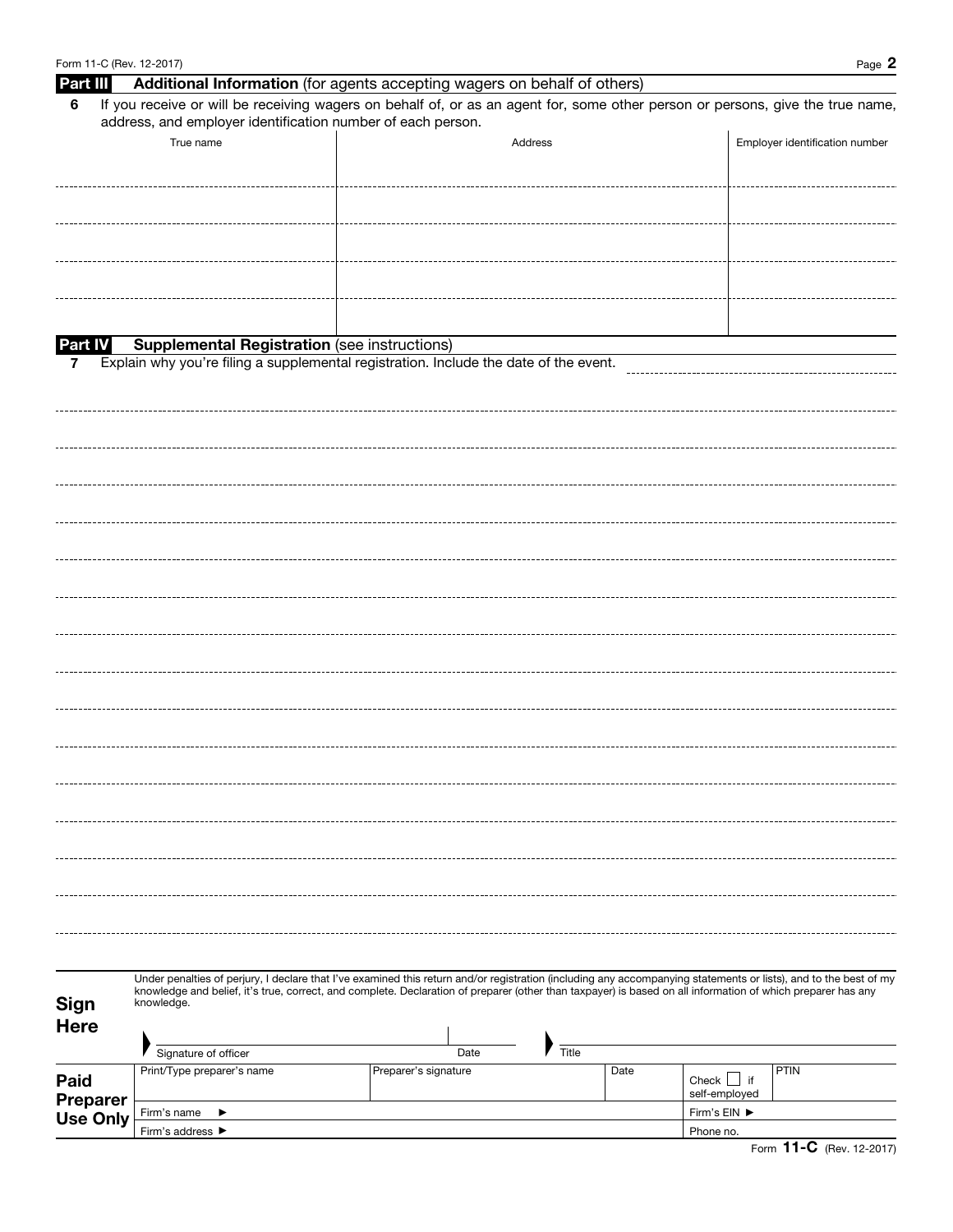Form 11-C (Rev. 12-2017)

## Part III Additional Information (for agents accepting wagers on behalf of others)

**6** If you receive or will be receiving wagers on behalf of, or as an agent for, some other person or persons, give the true name, address, and employer identification number of each person.

| True name | Address | Employer identification number |
|---|---|---|
| | | |
| | | |
| | | |
| | | |
| | | |

## Part IV Supplemental Registration (see instructions)

**7** Explain why you're filing a supplemental registration. Include the date of the event.

**Sign Here**

Under penalties of perjury, I declare that I've examined this return and/or registration (including any accompanying statements or lists), and to the best of my knowledge and belief, it's true, correct, and complete. Declaration of preparer (other than taxpayer) is based on all information of which preparer has any knowledge.

| Signature of officer | Date | Title |
|---|---|---|
| | | |

**Paid Preparer Use Only**

| Print/Type preparer's name | Preparer's signature | Date | Check ☐ if self-employed | PTIN |
|---|---|---|---|---|
| | | | | |
| Firm's name ► | | | Firm's EIN ► | |
| Firm's address ► | | | Phone no. | |

Form **11-C** (Rev. 12-2017)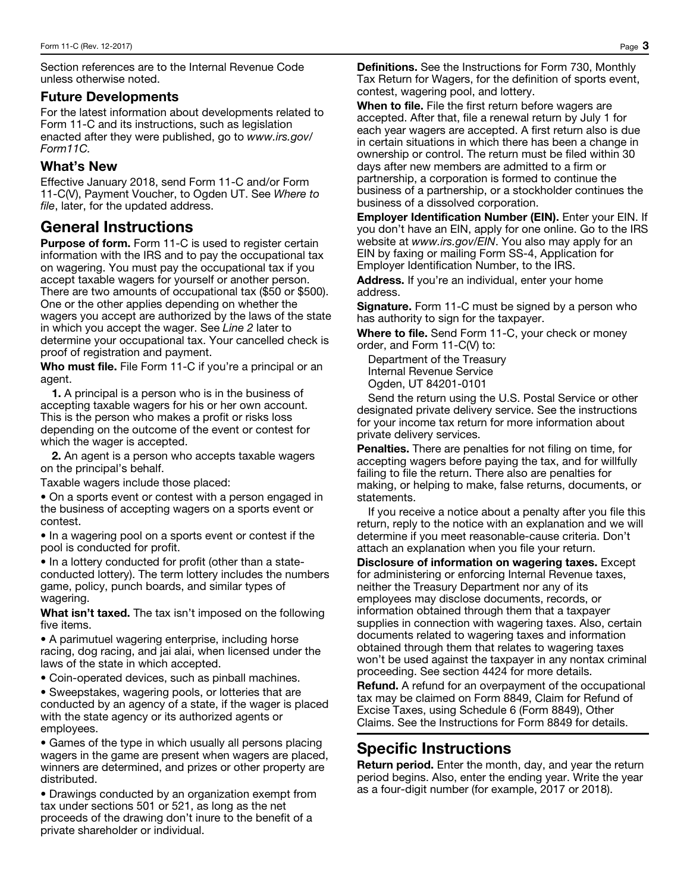Section references are to the Internal Revenue Code unless otherwise noted.

## Future Developments

For the latest information about developments related to Form 11-C and its instructions, such as legislation enacted after they were published, go to *www.irs.gov/Form11C.*

## What's New

Effective January 2018, send Form 11-C and/or Form 11-C(V), Payment Voucher, to Ogden UT. See *Where to file*, later, for the updated address.

# General Instructions

**Purpose of form.** Form 11-C is used to register certain information with the IRS and to pay the occupational tax on wagering. You must pay the occupational tax if you accept taxable wagers for yourself or another person. There are two amounts of occupational tax ($50 or $500). One or the other applies depending on whether the wagers you accept are authorized by the laws of the state in which you accept the wager. See *Line 2* later to determine your occupational tax. Your cancelled check is proof of registration and payment.

**Who must file.** File Form 11-C if you're a principal or an agent.

**1.** A principal is a person who is in the business of accepting taxable wagers for his or her own account. This is the person who makes a profit or risks loss depending on the outcome of the event or contest for which the wager is accepted.

**2.** An agent is a person who accepts taxable wagers on the principal's behalf.

Taxable wagers include those placed:

- On a sports event or contest with a person engaged in the business of accepting wagers on a sports event or contest.
- In a wagering pool on a sports event or contest if the pool is conducted for profit.
- In a lottery conducted for profit (other than a state-conducted lottery). The term lottery includes the numbers game, policy, punch boards, and similar types of wagering.

**What isn't taxed.** The tax isn't imposed on the following five items.

- A parimutuel wagering enterprise, including horse racing, dog racing, and jai alai, when licensed under the laws of the state in which accepted.
- Coin-operated devices, such as pinball machines.
- Sweepstakes, wagering pools, or lotteries that are conducted by an agency of a state, if the wager is placed with the state agency or its authorized agents or employees.
- Games of the type in which usually all persons placing wagers in the game are present when wagers are placed, winners are determined, and prizes or other property are distributed.
- Drawings conducted by an organization exempt from tax under sections 501 or 521, as long as the net proceeds of the drawing don't inure to the benefit of a private shareholder or individual.

**Definitions.** See the Instructions for Form 730, Monthly Tax Return for Wagers, for the definition of sports event, contest, wagering pool, and lottery.

**When to file.** File the first return before wagers are accepted. After that, file a renewal return by July 1 for each year wagers are accepted. A first return also is due in certain situations in which there has been a change in ownership or control. The return must be filed within 30 days after new members are admitted to a firm or partnership, a corporation is formed to continue the business of a partnership, or a stockholder continues the business of a dissolved corporation.

**Employer Identification Number (EIN).** Enter your EIN. If you don't have an EIN, apply for one online. Go to the IRS website at *www.irs.gov/EIN*. You also may apply for an EIN by faxing or mailing Form SS-4, Application for Employer Identification Number, to the IRS.

**Address.** If you're an individual, enter your home address.

**Signature.** Form 11-C must be signed by a person who has authority to sign for the taxpayer.

**Where to file.** Send Form 11-C, your check or money order, and Form 11-C(V) to:

Department of the Treasury
Internal Revenue Service
Ogden, UT 84201-0101

Send the return using the U.S. Postal Service or other designated private delivery service. See the instructions for your income tax return for more information about private delivery services.

**Penalties.** There are penalties for not filing on time, for accepting wagers before paying the tax, and for willfully failing to file the return. There also are penalties for making, or helping to make, false returns, documents, or statements.

If you receive a notice about a penalty after you file this return, reply to the notice with an explanation and we will determine if you meet reasonable-cause criteria. Don't attach an explanation when you file your return.

**Disclosure of information on wagering taxes.** Except for administering or enforcing Internal Revenue taxes, neither the Treasury Department nor any of its employees may disclose documents, records, or information obtained through them that a taxpayer supplies in connection with wagering taxes. Also, certain documents related to wagering taxes and information obtained through them that relates to wagering taxes won't be used against the taxpayer in any nontax criminal proceeding. See section 4424 for more details.

**Refund.** A refund for an overpayment of the occupational tax may be claimed on Form 8849, Claim for Refund of Excise Taxes, using Schedule 6 (Form 8849), Other Claims. See the Instructions for Form 8849 for details.

# Specific Instructions

**Return period.** Enter the month, day, and year the return period begins. Also, enter the ending year. Write the year as a four-digit number (for example, 2017 or 2018).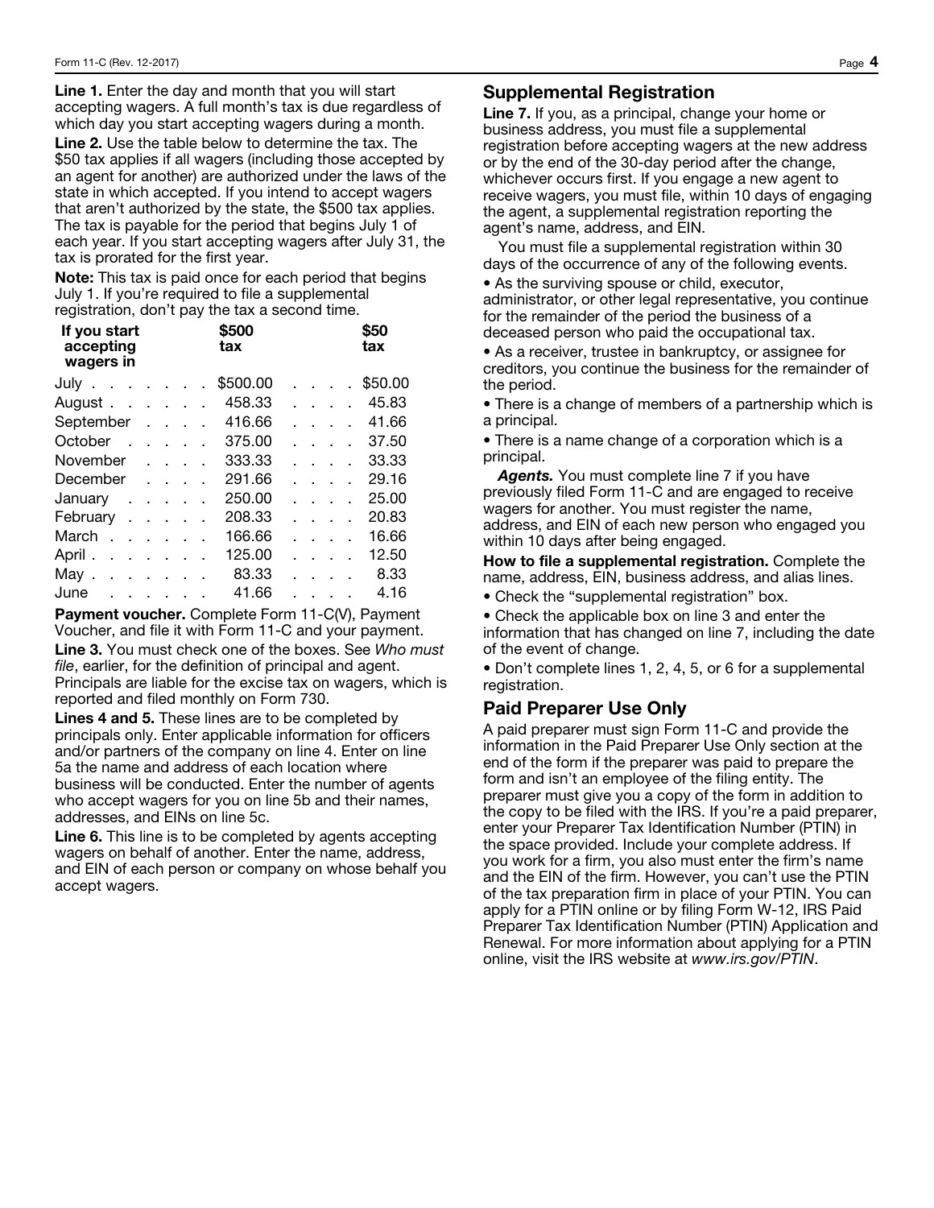**Line 1.** Enter the day and month that you will start accepting wagers. A full month's tax is due regardless of which day you start accepting wagers during a month.

**Line 2.** Use the table below to determine the tax. The $50 tax applies if all wagers (including those accepted by an agent for another) are authorized under the laws of the state in which accepted. If you intend to accept wagers that aren't authorized by the state, the $500 tax applies. The tax is payable for the period that begins July 1 of each year. If you start accepting wagers after July 31, the tax is prorated for the first year.

**Note:** This tax is paid once for each period that begins July 1. If you're required to file a supplemental registration, don't pay the tax a second time.

| If you start accepting wagers in | $500 tax | $50 tax |
|---|---|---|
| July | $500.00 | $50.00 |
| August | 458.33 | 45.83 |
| September | 416.66 | 41.66 |
| October | 375.00 | 37.50 |
| November | 333.33 | 33.33 |
| December | 291.66 | 29.16 |
| January | 250.00 | 25.00 |
| February | 208.33 | 20.83 |
| March | 166.66 | 16.66 |
| April | 125.00 | 12.50 |
| May | 83.33 | 8.33 |
| June | 41.66 | 4.16 |

**Payment voucher.** Complete Form 11-C(V), Payment Voucher, and file it with Form 11-C and your payment.

**Line 3.** You must check one of the boxes. See *Who must file*, earlier, for the definition of principal and agent. Principals are liable for the excise tax on wagers, which is reported and filed monthly on Form 730.

**Lines 4 and 5.** These lines are to be completed by principals only. Enter applicable information for officers and/or partners of the company on line 4. Enter on line 5a the name and address of each location where business will be conducted. Enter the number of agents who accept wagers for you on line 5b and their names, addresses, and EINs on line 5c.

**Line 6.** This line is to be completed by agents accepting wagers on behalf of another. Enter the name, address, and EIN of each person or company on whose behalf you accept wagers.

## Supplemental Registration

**Line 7.** If you, as a principal, change your home or business address, you must file a supplemental registration before accepting wagers at the new address or by the end of the 30-day period after the change, whichever occurs first. If you engage a new agent to receive wagers, you must file, within 10 days of engaging the agent, a supplemental registration reporting the agent's name, address, and EIN.

You must file a supplemental registration within 30 days of the occurrence of any of the following events.

- As the surviving spouse or child, executor, administrator, or other legal representative, you continue for the remainder of the period the business of a deceased person who paid the occupational tax.
- As a receiver, trustee in bankruptcy, or assignee for creditors, you continue the business for the remainder of the period.
- There is a change of members of a partnership which is a principal.
- There is a name change of a corporation which is a principal.

***Agents.*** You must complete line 7 if you have previously filed Form 11-C and are engaged to receive wagers for another. You must register the name, address, and EIN of each new person who engaged you within 10 days after being engaged.

**How to file a supplemental registration.** Complete the name, address, EIN, business address, and alias lines.

- Check the "supplemental registration" box.
- Check the applicable box on line 3 and enter the information that has changed on line 7, including the date of the event of change.
- Don't complete lines 1, 2, 4, 5, or 6 for a supplemental registration.

## Paid Preparer Use Only

A paid preparer must sign Form 11-C and provide the information in the Paid Preparer Use Only section at the end of the form if the preparer was paid to prepare the form and isn't an employee of the filing entity. The preparer must give you a copy of the form in addition to the copy to be filed with the IRS. If you're a paid preparer, enter your Preparer Tax Identification Number (PTIN) in the space provided. Include your complete address. If you work for a firm, you also must enter the firm's name and the EIN of the firm. However, you can't use the PTIN of the tax preparation firm in place of your PTIN. You can apply for a PTIN online or by filing Form W-12, IRS Paid Preparer Tax Identification Number (PTIN) Application and Renewal. For more information about applying for a PTIN online, visit the IRS website at *www.irs.gov/PTIN*.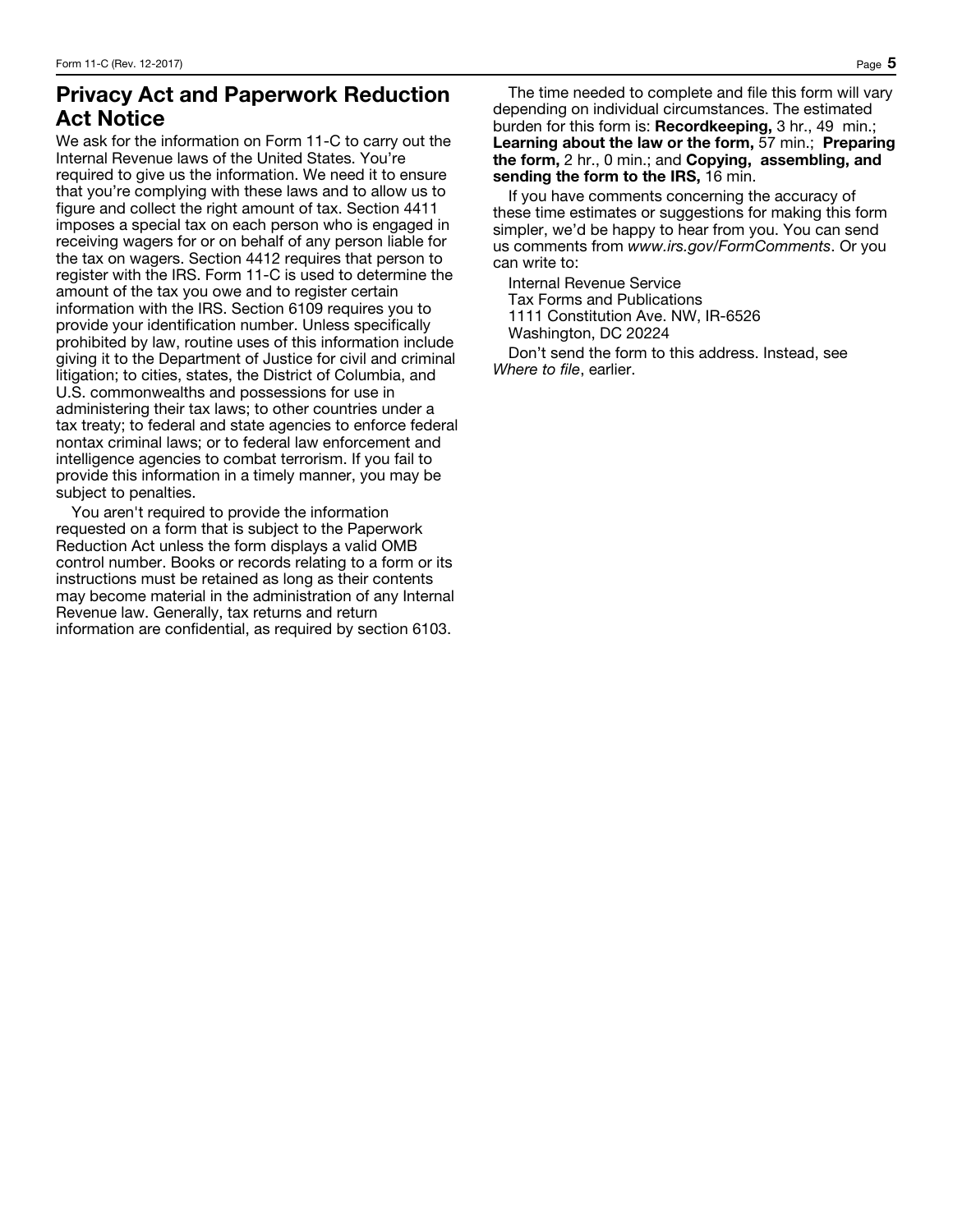## Privacy Act and Paperwork Reduction Act Notice

We ask for the information on Form 11-C to carry out the Internal Revenue laws of the United States. You're required to give us the information. We need it to ensure that you're complying with these laws and to allow us to figure and collect the right amount of tax. Section 4411 imposes a special tax on each person who is engaged in receiving wagers for or on behalf of any person liable for the tax on wagers. Section 4412 requires that person to register with the IRS. Form 11-C is used to determine the amount of the tax you owe and to register certain information with the IRS. Section 6109 requires you to provide your identification number. Unless specifically prohibited by law, routine uses of this information include giving it to the Department of Justice for civil and criminal litigation; to cities, states, the District of Columbia, and U.S. commonwealths and possessions for use in administering their tax laws; to other countries under a tax treaty; to federal and state agencies to enforce federal nontax criminal laws; or to federal law enforcement and intelligence agencies to combat terrorism. If you fail to provide this information in a timely manner, you may be subject to penalties.

You aren't required to provide the information requested on a form that is subject to the Paperwork Reduction Act unless the form displays a valid OMB control number. Books or records relating to a form or its instructions must be retained as long as their contents may become material in the administration of any Internal Revenue law. Generally, tax returns and return information are confidential, as required by section 6103.

The time needed to complete and file this form will vary depending on individual circumstances. The estimated burden for this form is: **Recordkeeping,** 3 hr., 49 min.; **Learning about the law or the form,** 57 min.; **Preparing the form,** 2 hr., 0 min.; and **Copying, assembling, and sending the form to the IRS,** 16 min.

If you have comments concerning the accuracy of these time estimates or suggestions for making this form simpler, we'd be happy to hear from you. You can send us comments from *www.irs.gov/FormComments*. Or you can write to:

Internal Revenue Service
Tax Forms and Publications
1111 Constitution Ave. NW, IR-6526
Washington, DC 20224

Don't send the form to this address. Instead, see *Where to file*, earlier.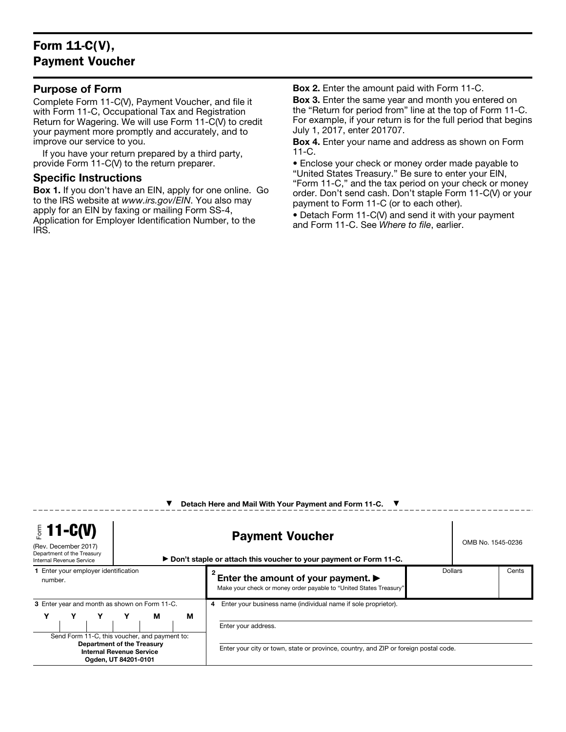# Form 11-C(V), Payment Voucher

## Purpose of Form

Complete Form 11-C(V), Payment Voucher, and file it with Form 11-C, Occupational Tax and Registration Return for Wagering. We will use Form 11-C(V) to credit your payment more promptly and accurately, and to improve our service to you.

If you have your return prepared by a third party, provide Form 11-C(V) to the return preparer.

## Specific Instructions

**Box 1.** If you don't have an EIN, apply for one online. Go to the IRS website at *www.irs.gov/EIN*. You also may apply for an EIN by faxing or mailing Form SS-4, Application for Employer Identification Number, to the IRS.

**Box 2.** Enter the amount paid with Form 11-C.

**Box 3.** Enter the same year and month you entered on the "Return for period from" line at the top of Form 11-C. For example, if your return is for the full period that begins July 1, 2017, enter 201707.

**Box 4.** Enter your name and address as shown on Form 11-C.

- Enclose your check or money order made payable to "United States Treasury." Be sure to enter your EIN, "Form 11-C," and the tax period on your check or money order. Don't send cash. Don't staple Form 11-C(V) or your payment to Form 11-C (or to each other).
- Detach Form 11-C(V) and send it with your payment and Form 11-C. See *Where to file*, earlier.

▼ Detach Here and Mail With Your Payment and Form 11-C. ▼

---

Form **11-C(V)**
(Rev. December 2017)
Department of the Treasury
Internal Revenue Service

**Payment Voucher**

▶ **Don't staple or attach this voucher to your payment or Form 11-C.**

OMB No. 1545-0236

| | | | |
|---|---|---|---|
| **1** Enter your employer identification number. | **2** **Enter the amount of your payment. ▶** Make your check or money order payable to "United States Treasury" | Dollars | Cents |
| **3** Enter year and month as shown on Form 11-C. Y Y Y Y M M | **4** Enter your business name (individual name if sole proprietor). | | |
| | Enter your address. | | |
| Send Form 11-C, this voucher, and payment to: **Department of the Treasury Internal Revenue Service Ogden, UT 84201-0101** | Enter your city or town, state or province, country, and ZIP or foreign postal code. | | |